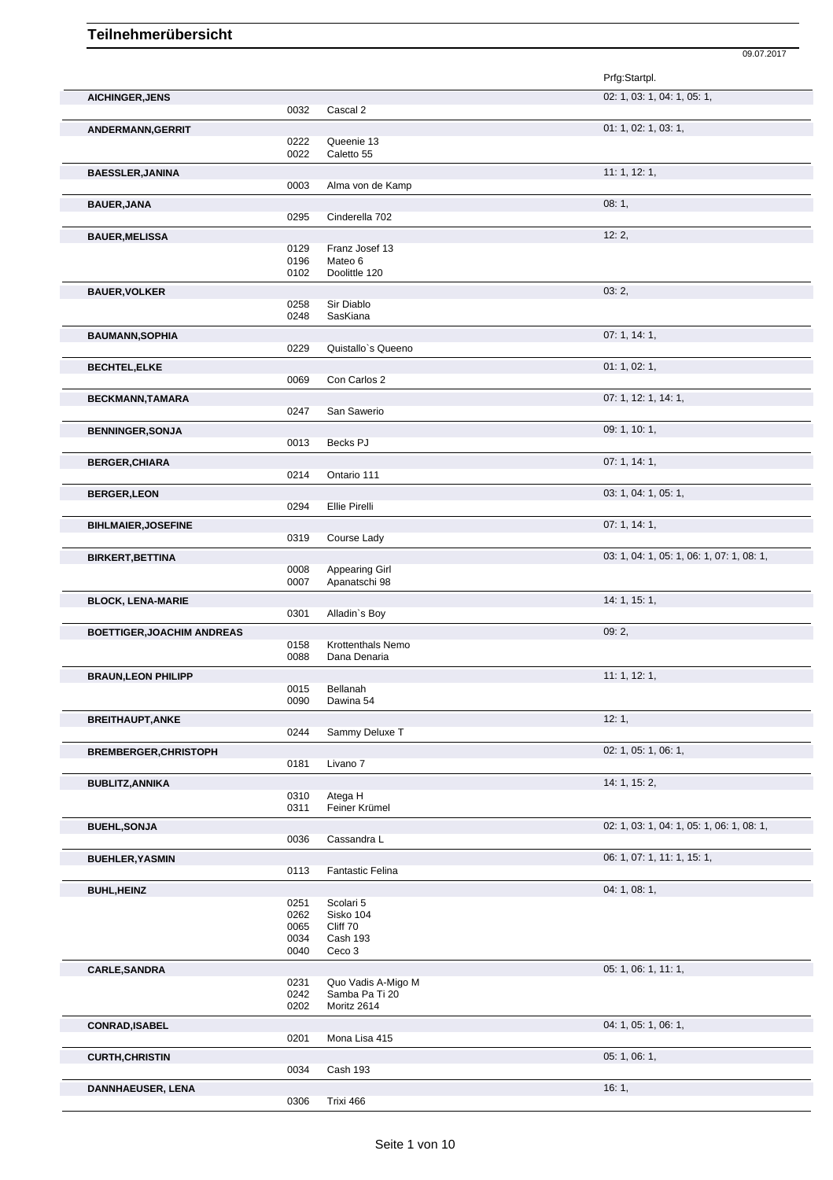# Teilnehmerübersicht

09.07.2017

| Name | Nr. | Pferd | Prfg:Startpl. |
|---|---|---|---|
| **AICHINGER,JENS** | | | 02: 1, 03: 1, 04: 1, 05: 1, |
| | 0032 | Cascal 2 | |
| **ANDERMANN,GERRIT** | | | 01: 1, 02: 1, 03: 1, |
| | 0222 | Queenie 13 | |
| | 0022 | Caletto 55 | |
| **BAESSLER,JANINA** | | | 11: 1, 12: 1, |
| | 0003 | Alma von de Kamp | |
| **BAUER,JANA** | | | 08: 1, |
| | 0295 | Cinderella 702 | |
| **BAUER,MELISSA** | | | 12: 2, |
| | 0129 | Franz Josef 13 | |
| | 0196 | Mateo 6 | |
| | 0102 | Doolittle 120 | |
| **BAUER,VOLKER** | | | 03: 2, |
| | 0258 | Sir Diablo | |
| | 0248 | SasKiana | |
| **BAUMANN,SOPHIA** | | | 07: 1, 14: 1, |
| | 0229 | Quistallo`s Queeno | |
| **BECHTEL,ELKE** | | | 01: 1, 02: 1, |
| | 0069 | Con Carlos 2 | |
| **BECKMANN,TAMARA** | | | 07: 1, 12: 1, 14: 1, |
| | 0247 | San Sawerio | |
| **BENNINGER,SONJA** | | | 09: 1, 10: 1, |
| | 0013 | Becks PJ | |
| **BERGER,CHIARA** | | | 07: 1, 14: 1, |
| | 0214 | Ontario 111 | |
| **BERGER,LEON** | | | 03: 1, 04: 1, 05: 1, |
| | 0294 | Ellie Pirelli | |
| **BIHLMAIER,JOSEFINE** | | | 07: 1, 14: 1, |
| | 0319 | Course Lady | |
| **BIRKERT,BETTINA** | | | 03: 1, 04: 1, 05: 1, 06: 1, 07: 1, 08: 1, |
| | 0008 | Appearing Girl | |
| | 0007 | Apanatschi 98 | |
| **BLOCK, LENA-MARIE** | | | 14: 1, 15: 1, |
| | 0301 | Alladin`s Boy | |
| **BOETTIGER,JOACHIM ANDREAS** | | | 09: 2, |
| | 0158 | Krottenthals Nemo | |
| | 0088 | Dana Denaria | |
| **BRAUN,LEON PHILIPP** | | | 11: 1, 12: 1, |
| | 0015 | Bellanah | |
| | 0090 | Dawina 54 | |
| **BREITHAUPT,ANKE** | | | 12: 1, |
| | 0244 | Sammy Deluxe T | |
| **BREMBERGER,CHRISTOPH** | | | 02: 1, 05: 1, 06: 1, |
| | 0181 | Livano 7 | |
| **BUBLITZ,ANNIKA** | | | 14: 1, 15: 2, |
| | 0310 | Atega H | |
| | 0311 | Feiner Krümel | |
| **BUEHL,SONJA** | | | 02: 1, 03: 1, 04: 1, 05: 1, 06: 1, 08: 1, |
| | 0036 | Cassandra L | |
| **BUEHLER,YASMIN** | | | 06: 1, 07: 1, 11: 1, 15: 1, |
| | 0113 | Fantastic Felina | |
| **BUHL,HEINZ** | | | 04: 1, 08: 1, |
| | 0251 | Scolari 5 | |
| | 0262 | Sisko 104 | |
| | 0065 | Cliff 70 | |
| | 0034 | Cash 193 | |
| | 0040 | Ceco 3 | |
| **CARLE,SANDRA** | | | 05: 1, 06: 1, 11: 1, |
| | 0231 | Quo Vadis A-Migo M | |
| | 0242 | Samba Pa Ti 20 | |
| | 0202 | Moritz 2614 | |
| **CONRAD,ISABEL** | | | 04: 1, 05: 1, 06: 1, |
| | 0201 | Mona Lisa 415 | |
| **CURTH,CHRISTIN** | | | 05: 1, 06: 1, |
| | 0034 | Cash 193 | |
| **DANNHAEUSER, LENA** | | | 16: 1, |
| | 0306 | Trixi 466 | |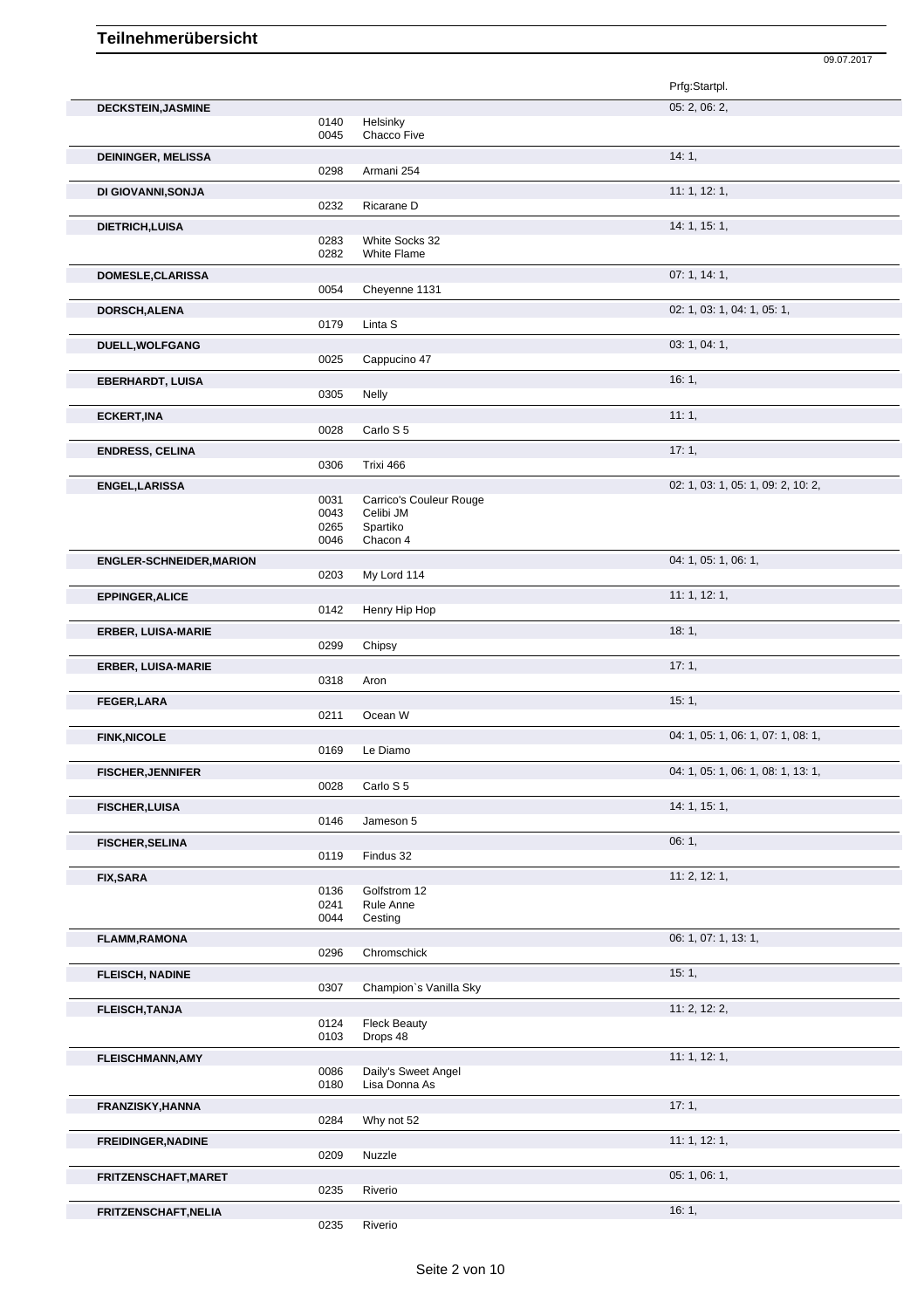# Teilnehmerübersicht

09.07.2017

| Name | Nr. | Pferd | Prfg:Startpl. |
|---|---|---|---|
| **DECKSTEIN,JASMINE** | | | 05: 2, 06: 2, |
| | 0140 | Helsinky | |
| | 0045 | Chacco Five | |
| **DEININGER, MELISSA** | | | 14: 1, |
| | 0298 | Armani 254 | |
| **DI GIOVANNI,SONJA** | | | 11: 1, 12: 1, |
| | 0232 | Ricarane D | |
| **DIETRICH,LUISA** | | | 14: 1, 15: 1, |
| | 0283 | White Socks 32 | |
| | 0282 | White Flame | |
| **DOMESLE,CLARISSA** | | | 07: 1, 14: 1, |
| | 0054 | Cheyenne 1131 | |
| **DORSCH,ALENA** | | | 02: 1, 03: 1, 04: 1, 05: 1, |
| | 0179 | Linta S | |
| **DUELL,WOLFGANG** | | | 03: 1, 04: 1, |
| | 0025 | Cappucino 47 | |
| **EBERHARDT, LUISA** | | | 16: 1, |
| | 0305 | Nelly | |
| **ECKERT,INA** | | | 11: 1, |
| | 0028 | Carlo S 5 | |
| **ENDRESS, CELINA** | | | 17: 1, |
| | 0306 | Trixi 466 | |
| **ENGEL,LARISSA** | | | 02: 1, 03: 1, 05: 1, 09: 2, 10: 2, |
| | 0031 | Carrico's Couleur Rouge | |
| | 0043 | Celibi JM | |
| | 0265 | Spartiko | |
| | 0046 | Chacon 4 | |
| **ENGLER-SCHNEIDER,MARION** | | | 04: 1, 05: 1, 06: 1, |
| | 0203 | My Lord 114 | |
| **EPPINGER,ALICE** | | | 11: 1, 12: 1, |
| | 0142 | Henry Hip Hop | |
| **ERBER, LUISA-MARIE** | | | 18: 1, |
| | 0299 | Chipsy | |
| **ERBER, LUISA-MARIE** | | | 17: 1, |
| | 0318 | Aron | |
| **FEGER,LARA** | | | 15: 1, |
| | 0211 | Ocean W | |
| **FINK,NICOLE** | | | 04: 1, 05: 1, 06: 1, 07: 1, 08: 1, |
| | 0169 | Le Diamo | |
| **FISCHER,JENNIFER** | | | 04: 1, 05: 1, 06: 1, 08: 1, 13: 1, |
| | 0028 | Carlo S 5 | |
| **FISCHER,LUISA** | | | 14: 1, 15: 1, |
| | 0146 | Jameson 5 | |
| **FISCHER,SELINA** | | | 06: 1, |
| | 0119 | Findus 32 | |
| **FIX,SARA** | | | 11: 2, 12: 1, |
| | 0136 | Golfstrom 12 | |
| | 0241 | Rule Anne | |
| | 0044 | Cesting | |
| **FLAMM,RAMONA** | | | 06: 1, 07: 1, 13: 1, |
| | 0296 | Chromschick | |
| **FLEISCH, NADINE** | | | 15: 1, |
| | 0307 | Champion`s Vanilla Sky | |
| **FLEISCH,TANJA** | | | 11: 2, 12: 2, |
| | 0124 | Fleck Beauty | |
| | 0103 | Drops 48 | |
| **FLEISCHMANN,AMY** | | | 11: 1, 12: 1, |
| | 0086 | Daily's Sweet Angel | |
| | 0180 | Lisa Donna As | |
| **FRANZISKY,HANNA** | | | 17: 1, |
| | 0284 | Why not 52 | |
| **FREIDINGER,NADINE** | | | 11: 1, 12: 1, |
| | 0209 | Nuzzle | |
| **FRITZENSCHAFT,MARET** | | | 05: 1, 06: 1, |
| | 0235 | Riverio | |
| **FRITZENSCHAFT,NELIA** | | | 16: 1, |
| | 0235 | Riverio | |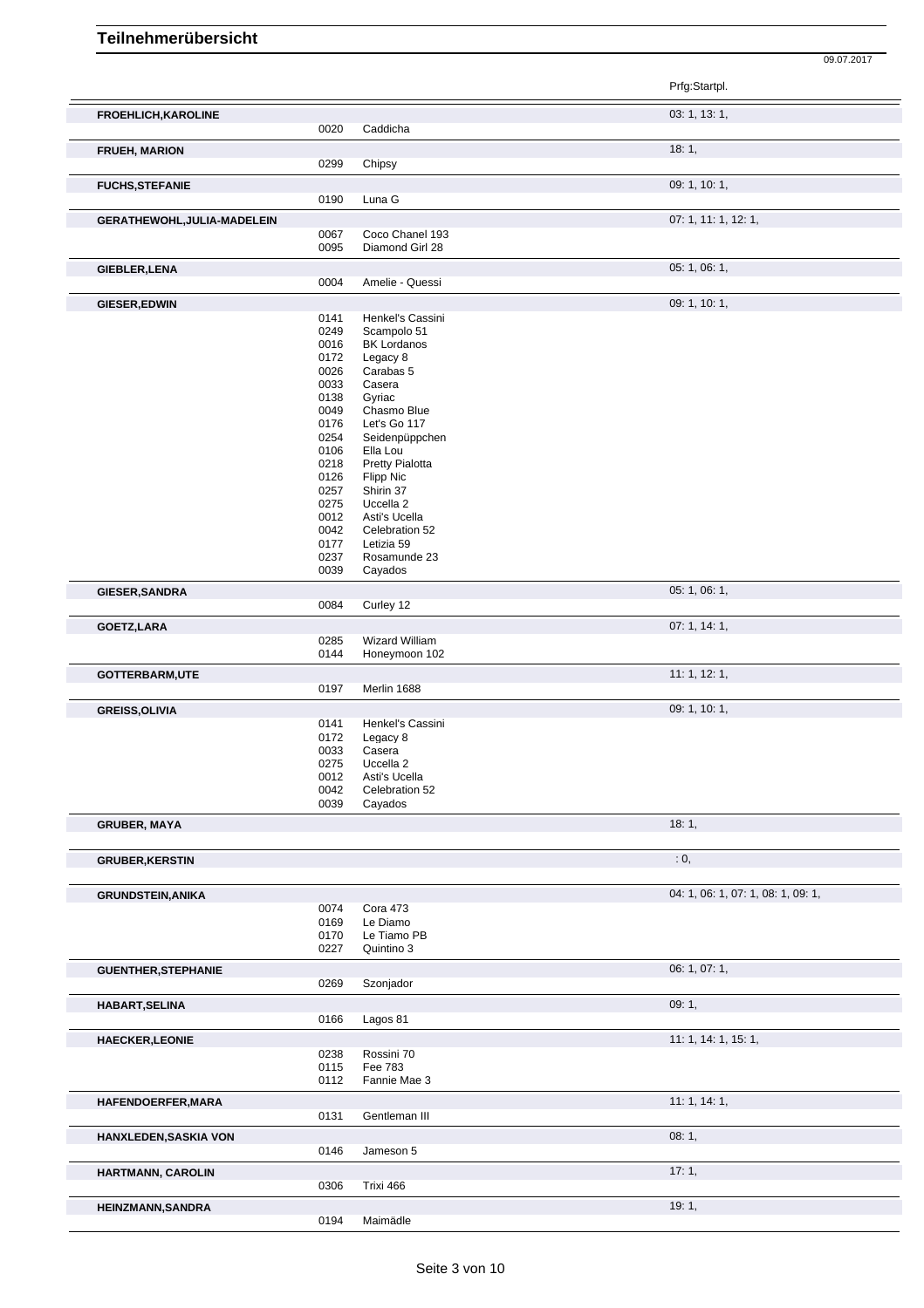# Teilnehmerübersicht

09.07.2017

| Teilnehmer | Nr. | Pferd | Prfg:Startpl. |
|---|---|---|---|
| **FROEHLICH,KAROLINE** | | | 03: 1, 13: 1, |
| | 0020 | Caddicha | |
| **FRUEH, MARION** | | | 18: 1, |
| | 0299 | Chipsy | |
| **FUCHS,STEFANIE** | | | 09: 1, 10: 1, |
| | 0190 | Luna G | |
| **GERATHEWOHL,JULIA-MADELEIN** | | | 07: 1, 11: 1, 12: 1, |
| | 0067 | Coco Chanel 193 | |
| | 0095 | Diamond Girl 28 | |
| **GIEBLER,LENA** | | | 05: 1, 06: 1, |
| | 0004 | Amelie - Quessi | |
| **GIESER,EDWIN** | | | 09: 1, 10: 1, |
| | 0141 | Henkel's Cassini | |
| | 0249 | Scampolo 51 | |
| | 0016 | BK Lordanos | |
| | 0172 | Legacy 8 | |
| | 0026 | Carabas 5 | |
| | 0033 | Casera | |
| | 0138 | Gyriac | |
| | 0049 | Chasmo Blue | |
| | 0176 | Let's Go 117 | |
| | 0254 | Seidenpüppchen | |
| | 0106 | Ella Lou | |
| | 0218 | Pretty Pialotta | |
| | 0126 | Flipp Nic | |
| | 0257 | Shirin 37 | |
| | 0275 | Uccella 2 | |
| | 0012 | Asti's Ucella | |
| | 0042 | Celebration 52 | |
| | 0177 | Letizia 59 | |
| | 0237 | Rosamunde 23 | |
| | 0039 | Cayados | |
| **GIESER,SANDRA** | | | 05: 1, 06: 1, |
| | 0084 | Curley 12 | |
| **GOETZ,LARA** | | | 07: 1, 14: 1, |
| | 0285 | Wizard William | |
| | 0144 | Honeymoon 102 | |
| **GOTTERBARM,UTE** | | | 11: 1, 12: 1, |
| | 0197 | Merlin 1688 | |
| **GREISS,OLIVIA** | | | 09: 1, 10: 1, |
| | 0141 | Henkel's Cassini | |
| | 0172 | Legacy 8 | |
| | 0033 | Casera | |
| | 0275 | Uccella 2 | |
| | 0012 | Asti's Ucella | |
| | 0042 | Celebration 52 | |
| | 0039 | Cayados | |
| **GRUBER, MAYA** | | | 18: 1, |
| **GRUBER,KERSTIN** | | | : 0, |
| **GRUNDSTEIN,ANIKA** | | | 04: 1, 06: 1, 07: 1, 08: 1, 09: 1, |
| | 0074 | Cora 473 | |
| | 0169 | Le Diamo | |
| | 0170 | Le Tiamo PB | |
| | 0227 | Quintino 3 | |
| **GUENTHER,STEPHANIE** | | | 06: 1, 07: 1, |
| | 0269 | Szonjador | |
| **HABART,SELINA** | | | 09: 1, |
| | 0166 | Lagos 81 | |
| **HAECKER,LEONIE** | | | 11: 1, 14: 1, 15: 1, |
| | 0238 | Rossini 70 | |
| | 0115 | Fee 783 | |
| | 0112 | Fannie Mae 3 | |
| **HAFENDOERFER,MARA** | | | 11: 1, 14: 1, |
| | 0131 | Gentleman III | |
| **HANXLEDEN,SASKIA VON** | | | 08: 1, |
| | 0146 | Jameson 5 | |
| **HARTMANN, CAROLIN** | | | 17: 1, |
| | 0306 | Trixi 466 | |
| **HEINZMANN,SANDRA** | | | 19: 1, |
| | 0194 | Maimädle | |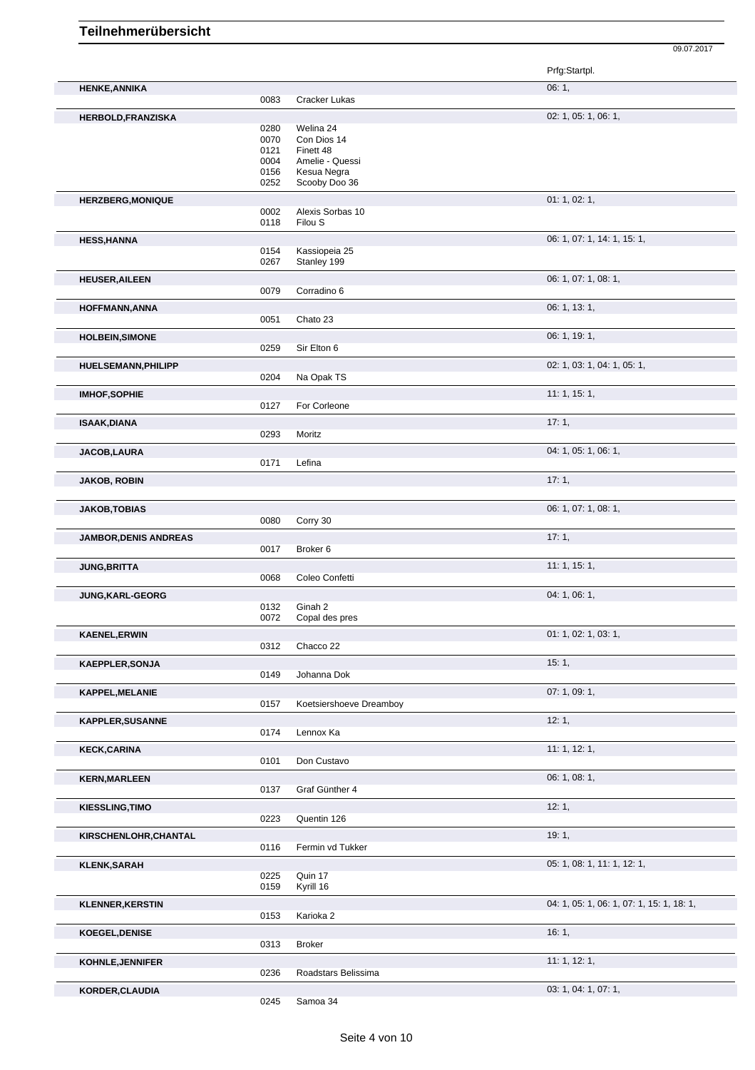# Teilnehmerübersicht

09.07.2017

| Name | Nr. | Pferd | Prfg:Startpl. |
|---|---|---|---|
| **HENKE,ANNIKA** | | | 06: 1, |
| | 0083 | Cracker Lukas | |
| **HERBOLD,FRANZISKA** | | | 02: 1, 05: 1, 06: 1, |
| | 0280 | Welina 24 | |
| | 0070 | Con Dios 14 | |
| | 0121 | Finett 48 | |
| | 0004 | Amelie - Quessi | |
| | 0156 | Kesua Negra | |
| | 0252 | Scooby Doo 36 | |
| **HERZBERG,MONIQUE** | | | 01: 1, 02: 1, |
| | 0002 | Alexis Sorbas 10 | |
| | 0118 | Filou S | |
| **HESS,HANNA** | | | 06: 1, 07: 1, 14: 1, 15: 1, |
| | 0154 | Kassiopeia 25 | |
| | 0267 | Stanley 199 | |
| **HEUSER,AILEEN** | | | 06: 1, 07: 1, 08: 1, |
| | 0079 | Corradino 6 | |
| **HOFFMANN,ANNA** | | | 06: 1, 13: 1, |
| | 0051 | Chato 23 | |
| **HOLBEIN,SIMONE** | | | 06: 1, 19: 1, |
| | 0259 | Sir Elton 6 | |
| **HUELSEMANN,PHILIPP** | | | 02: 1, 03: 1, 04: 1, 05: 1, |
| | 0204 | Na Opak TS | |
| **IMHOF,SOPHIE** | | | 11: 1, 15: 1, |
| | 0127 | For Corleone | |
| **ISAAK,DIANA** | | | 17: 1, |
| | 0293 | Moritz | |
| **JACOB,LAURA** | | | 04: 1, 05: 1, 06: 1, |
| | 0171 | Lefina | |
| **JAKOB, ROBIN** | | | 17: 1, |
| **JAKOB,TOBIAS** | | | 06: 1, 07: 1, 08: 1, |
| | 0080 | Corry 30 | |
| **JAMBOR,DENIS ANDREAS** | | | 17: 1, |
| | 0017 | Broker 6 | |
| **JUNG,BRITTA** | | | 11: 1, 15: 1, |
| | 0068 | Coleo Confetti | |
| **JUNG,KARL-GEORG** | | | 04: 1, 06: 1, |
| | 0132 | Ginah 2 | |
| | 0072 | Copal des pres | |
| **KAENEL,ERWIN** | | | 01: 1, 02: 1, 03: 1, |
| | 0312 | Chacco 22 | |
| **KAEPPLER,SONJA** | | | 15: 1, |
| | 0149 | Johanna Dok | |
| **KAPPEL,MELANIE** | | | 07: 1, 09: 1, |
| | 0157 | Koetsiershoeve Dreamboy | |
| **KAPPLER,SUSANNE** | | | 12: 1, |
| | 0174 | Lennox Ka | |
| **KECK,CARINA** | | | 11: 1, 12: 1, |
| | 0101 | Don Custavo | |
| **KERN,MARLEEN** | | | 06: 1, 08: 1, |
| | 0137 | Graf Günther 4 | |
| **KIESSLING,TIMO** | | | 12: 1, |
| | 0223 | Quentin 126 | |
| **KIRSCHENLOHR,CHANTAL** | | | 19: 1, |
| | 0116 | Fermin vd Tukker | |
| **KLENK,SARAH** | | | 05: 1, 08: 1, 11: 1, 12: 1, |
| | 0225 | Quin 17 | |
| | 0159 | Kyrill 16 | |
| **KLENNER,KERSTIN** | | | 04: 1, 05: 1, 06: 1, 07: 1, 15: 1, 18: 1, |
| | 0153 | Karioka 2 | |
| **KOEGEL,DENISE** | | | 16: 1, |
| | 0313 | Broker | |
| **KOHNLE,JENNIFER** | | | 11: 1, 12: 1, |
| | 0236 | Roadstars Belissima | |
| **KORDER,CLAUDIA** | | | 03: 1, 04: 1, 07: 1, |
| | 0245 | Samoa 34 | |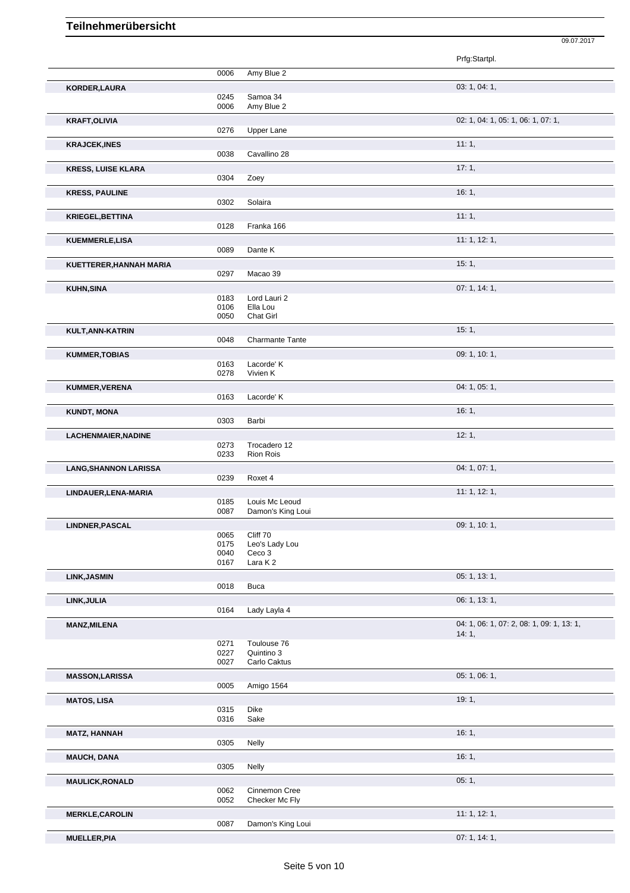# Teilnehmerübersicht

09.07.2017

| Reiter | Nr. | Pferd | Prfg:Startpl. |
|---|---|---|---|
| | 0006 | Amy Blue 2 | |
| **KORDER,LAURA** | | | 03: 1, 04: 1, |
| | 0245 | Samoa 34 | |
| | 0006 | Amy Blue 2 | |
| **KRAFT,OLIVIA** | | | 02: 1, 04: 1, 05: 1, 06: 1, 07: 1, |
| | 0276 | Upper Lane | |
| **KRAJCEK,INES** | | | 11: 1, |
| | 0038 | Cavallino 28 | |
| **KRESS, LUISE KLARA** | | | 17: 1, |
| | 0304 | Zoey | |
| **KRESS, PAULINE** | | | 16: 1, |
| | 0302 | Solaira | |
| **KRIEGEL,BETTINA** | | | 11: 1, |
| | 0128 | Franka 166 | |
| **KUEMMERLE,LISA** | | | 11: 1, 12: 1, |
| | 0089 | Dante K | |
| **KUETTERER,HANNAH MARIA** | | | 15: 1, |
| | 0297 | Macao 39 | |
| **KUHN,SINA** | | | 07: 1, 14: 1, |
| | 0183 | Lord Lauri 2 | |
| | 0106 | Ella Lou | |
| | 0050 | Chat Girl | |
| **KULT,ANN-KATRIN** | | | 15: 1, |
| | 0048 | Charmante Tante | |
| **KUMMER,TOBIAS** | | | 09: 1, 10: 1, |
| | 0163 | Lacorde' K | |
| | 0278 | Vivien K | |
| **KUMMER,VERENA** | | | 04: 1, 05: 1, |
| | 0163 | Lacorde' K | |
| **KUNDT, MONA** | | | 16: 1, |
| | 0303 | Barbi | |
| **LACHENMAIER,NADINE** | | | 12: 1, |
| | 0273 | Trocadero 12 | |
| | 0233 | Rion Rois | |
| **LANG,SHANNON LARISSA** | | | 04: 1, 07: 1, |
| | 0239 | Roxet 4 | |
| **LINDAUER,LENA-MARIA** | | | 11: 1, 12: 1, |
| | 0185 | Louis Mc Leoud | |
| | 0087 | Damon's King Loui | |
| **LINDNER,PASCAL** | | | 09: 1, 10: 1, |
| | 0065 | Cliff 70 | |
| | 0175 | Leo's Lady Lou | |
| | 0040 | Ceco 3 | |
| | 0167 | Lara K 2 | |
| **LINK,JASMIN** | | | 05: 1, 13: 1, |
| | 0018 | Buca | |
| **LINK,JULIA** | | | 06: 1, 13: 1, |
| | 0164 | Lady Layla 4 | |
| **MANZ,MILENA** | | | 04: 1, 06: 1, 07: 2, 08: 1, 09: 1, 13: 1, 14: 1, |
| | 0271 | Toulouse 76 | |
| | 0227 | Quintino 3 | |
| | 0027 | Carlo Caktus | |
| **MASSON,LARISSA** | | | 05: 1, 06: 1, |
| | 0005 | Amigo 1564 | |
| **MATOS, LISA** | | | 19: 1, |
| | 0315 | Dike | |
| | 0316 | Sake | |
| **MATZ, HANNAH** | | | 16: 1, |
| | 0305 | Nelly | |
| **MAUCH, DANA** | | | 16: 1, |
| | 0305 | Nelly | |
| **MAULICK,RONALD** | | | 05: 1, |
| | 0062 | Cinnemon Cree | |
| | 0052 | Checker Mc Fly | |
| **MERKLE,CAROLIN** | | | 11: 1, 12: 1, |
| | 0087 | Damon's King Loui | |
| **MUELLER,PIA** | | | 07: 1, 14: 1, |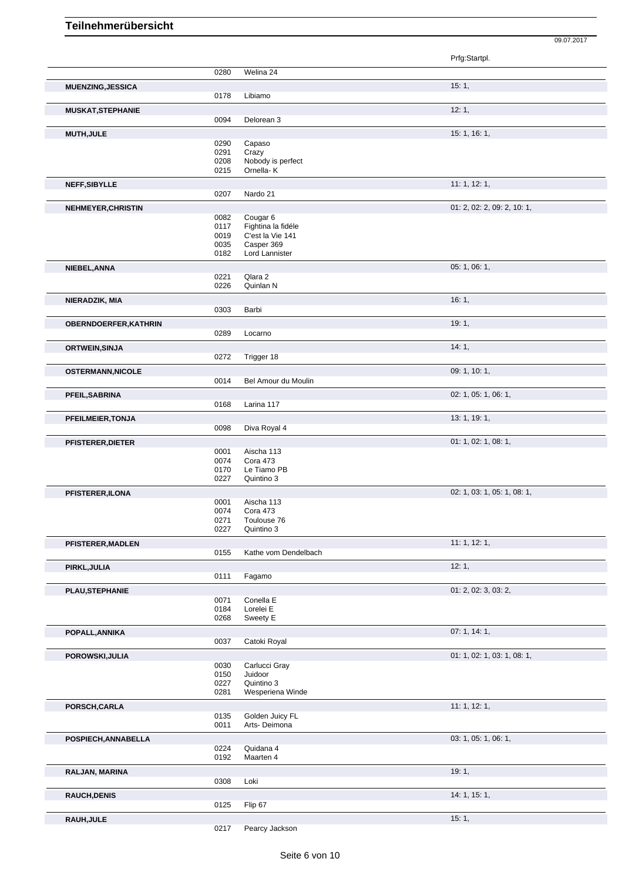# Teilnehmerübersicht

09.07.2017

| Name | Nr. | Pferd | Prfg:Startpl. |
|---|---|---|---|
| | 0280 | Welina 24 | |
| **MUENZING,JESSICA** | | | 15: 1, |
| | 0178 | Libiamo | |
| **MUSKAT,STEPHANIE** | | | 12: 1, |
| | 0094 | Delorean 3 | |
| **MUTH,JULE** | | | 15: 1, 16: 1, |
| | 0290 | Capaso | |
| | 0291 | Crazy | |
| | 0208 | Nobody is perfect | |
| | 0215 | Ornella- K | |
| **NEFF,SIBYLLE** | | | 11: 1, 12: 1, |
| | 0207 | Nardo 21 | |
| **NEHMEYER,CHRISTIN** | | | 01: 2, 02: 2, 09: 2, 10: 1, |
| | 0082 | Cougar 6 | |
| | 0117 | Fightina la fidéle | |
| | 0019 | C'est la Vie 141 | |
| | 0035 | Casper 369 | |
| | 0182 | Lord Lannister | |
| **NIEBEL,ANNA** | | | 05: 1, 06: 1, |
| | 0221 | Qlara 2 | |
| | 0226 | Quinlan N | |
| **NIERADZIK, MIA** | | | 16: 1, |
| | 0303 | Barbi | |
| **OBERNDOERFER,KATHRIN** | | | 19: 1, |
| | 0289 | Locarno | |
| **ORTWEIN,SINJA** | | | 14: 1, |
| | 0272 | Trigger 18 | |
| **OSTERMANN,NICOLE** | | | 09: 1, 10: 1, |
| | 0014 | Bel Amour du Moulin | |
| **PFEIL,SABRINA** | | | 02: 1, 05: 1, 06: 1, |
| | 0168 | Larina 117 | |
| **PFEILMEIER,TONJA** | | | 13: 1, 19: 1, |
| | 0098 | Diva Royal 4 | |
| **PFISTERER,DIETER** | | | 01: 1, 02: 1, 08: 1, |
| | 0001 | Aischa 113 | |
| | 0074 | Cora 473 | |
| | 0170 | Le Tiamo PB | |
| | 0227 | Quintino 3 | |
| **PFISTERER,ILONA** | | | 02: 1, 03: 1, 05: 1, 08: 1, |
| | 0001 | Aischa 113 | |
| | 0074 | Cora 473 | |
| | 0271 | Toulouse 76 | |
| | 0227 | Quintino 3 | |
| **PFISTERER,MADLEN** | | | 11: 1, 12: 1, |
| | 0155 | Kathe vom Dendelbach | |
| **PIRKL,JULIA** | | | 12: 1, |
| | 0111 | Fagamo | |
| **PLAU,STEPHANIE** | | | 01: 2, 02: 3, 03: 2, |
| | 0071 | Conella E | |
| | 0184 | Lorelei E | |
| | 0268 | Sweety E | |
| **POPALL,ANNIKA** | | | 07: 1, 14: 1, |
| | 0037 | Catoki Royal | |
| **POROWSKI,JULIA** | | | 01: 1, 02: 1, 03: 1, 08: 1, |
| | 0030 | Carlucci Gray | |
| | 0150 | Juidoor | |
| | 0227 | Quintino 3 | |
| | 0281 | Wesperiena Winde | |
| **PORSCH,CARLA** | | | 11: 1, 12: 1, |
| | 0135 | Golden Juicy FL | |
| | 0011 | Arts- Deimona | |
| **POSPIECH,ANNABELLA** | | | 03: 1, 05: 1, 06: 1, |
| | 0224 | Quidana 4 | |
| | 0192 | Maarten 4 | |
| **RALJAN, MARINA** | | | 19: 1, |
| | 0308 | Loki | |
| **RAUCH,DENIS** | | | 14: 1, 15: 1, |
| | 0125 | Flip 67 | |
| **RAUH,JULE** | | | 15: 1, |
| | 0217 | Pearcy Jackson | |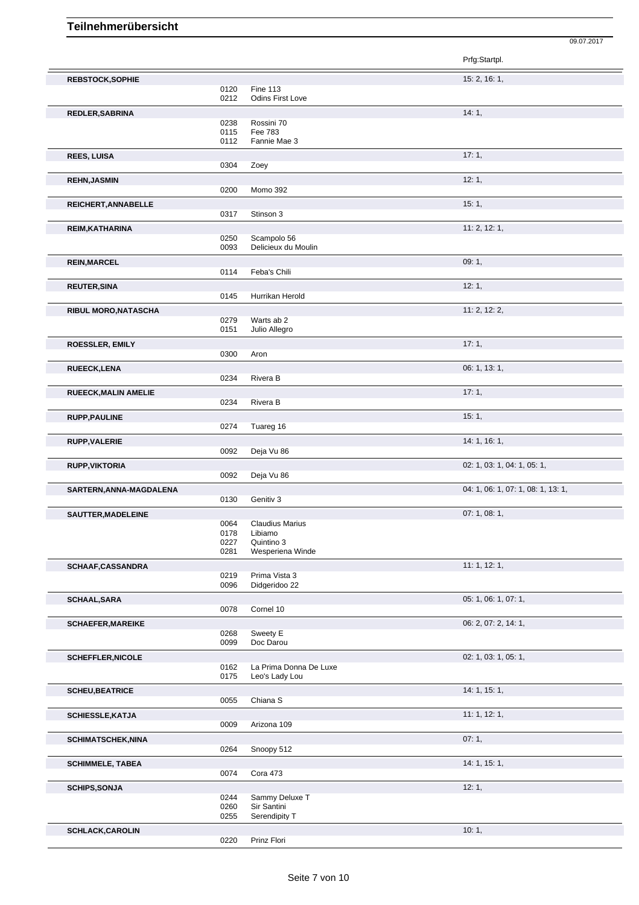# Teilnehmerübersicht

09.07.2017

| Teilnehmer | Nr. | Pferd | Prfg:Startpl. |
|---|---|---|---|
| **REBSTOCK,SOPHIE** | | | 15: 2, 16: 1, |
| | 0120 | Fine 113 | |
| | 0212 | Odins First Love | |
| **REDLER,SABRINA** | | | 14: 1, |
| | 0238 | Rossini 70 | |
| | 0115 | Fee 783 | |
| | 0112 | Fannie Mae 3 | |
| **REES, LUISA** | | | 17: 1, |
| | 0304 | Zoey | |
| **REHN,JASMIN** | | | 12: 1, |
| | 0200 | Momo 392 | |
| **REICHERT,ANNABELLE** | | | 15: 1, |
| | 0317 | Stinson 3 | |
| **REIM,KATHARINA** | | | 11: 2, 12: 1, |
| | 0250 | Scampolo 56 | |
| | 0093 | Delicieux du Moulin | |
| **REIN,MARCEL** | | | 09: 1, |
| | 0114 | Feba's Chili | |
| **REUTER,SINA** | | | 12: 1, |
| | 0145 | Hurrikan Herold | |
| **RIBUL MORO,NATASCHA** | | | 11: 2, 12: 2, |
| | 0279 | Warts ab 2 | |
| | 0151 | Julio Allegro | |
| **ROESSLER, EMILY** | | | 17: 1, |
| | 0300 | Aron | |
| **RUEECK,LENA** | | | 06: 1, 13: 1, |
| | 0234 | Rivera B | |
| **RUEECK,MALIN AMELIE** | | | 17: 1, |
| | 0234 | Rivera B | |
| **RUPP,PAULINE** | | | 15: 1, |
| | 0274 | Tuareg 16 | |
| **RUPP,VALERIE** | | | 14: 1, 16: 1, |
| | 0092 | Deja Vu 86 | |
| **RUPP,VIKTORIA** | | | 02: 1, 03: 1, 04: 1, 05: 1, |
| | 0092 | Deja Vu 86 | |
| **SARTERN,ANNA-MAGDALENA** | | | 04: 1, 06: 1, 07: 1, 08: 1, 13: 1, |
| | 0130 | Genitiv 3 | |
| **SAUTTER,MADELEINE** | | | 07: 1, 08: 1, |
| | 0064 | Claudius Marius | |
| | 0178 | Libiamo | |
| | 0227 | Quintino 3 | |
| | 0281 | Wesperiena Winde | |
| **SCHAAF,CASSANDRA** | | | 11: 1, 12: 1, |
| | 0219 | Prima Vista 3 | |
| | 0096 | Didgeridoo 22 | |
| **SCHAAL,SARA** | | | 05: 1, 06: 1, 07: 1, |
| | 0078 | Cornel 10 | |
| **SCHAEFER,MAREIKE** | | | 06: 2, 07: 2, 14: 1, |
| | 0268 | Sweety E | |
| | 0099 | Doc Darou | |
| **SCHEFFLER,NICOLE** | | | 02: 1, 03: 1, 05: 1, |
| | 0162 | La Prima Donna De Luxe | |
| | 0175 | Leo's Lady Lou | |
| **SCHEU,BEATRICE** | | | 14: 1, 15: 1, |
| | 0055 | Chiana S | |
| **SCHIESSLE,KATJA** | | | 11: 1, 12: 1, |
| | 0009 | Arizona 109 | |
| **SCHIMATSCHEK,NINA** | | | 07: 1, |
| | 0264 | Snoopy 512 | |
| **SCHIMMELE, TABEA** | | | 14: 1, 15: 1, |
| | 0074 | Cora 473 | |
| **SCHIPS,SONJA** | | | 12: 1, |
| | 0244 | Sammy Deluxe T | |
| | 0260 | Sir Santini | |
| | 0255 | Serendipity T | |
| **SCHLACK,CAROLIN** | | | 10: 1, |
| | 0220 | Prinz Flori | |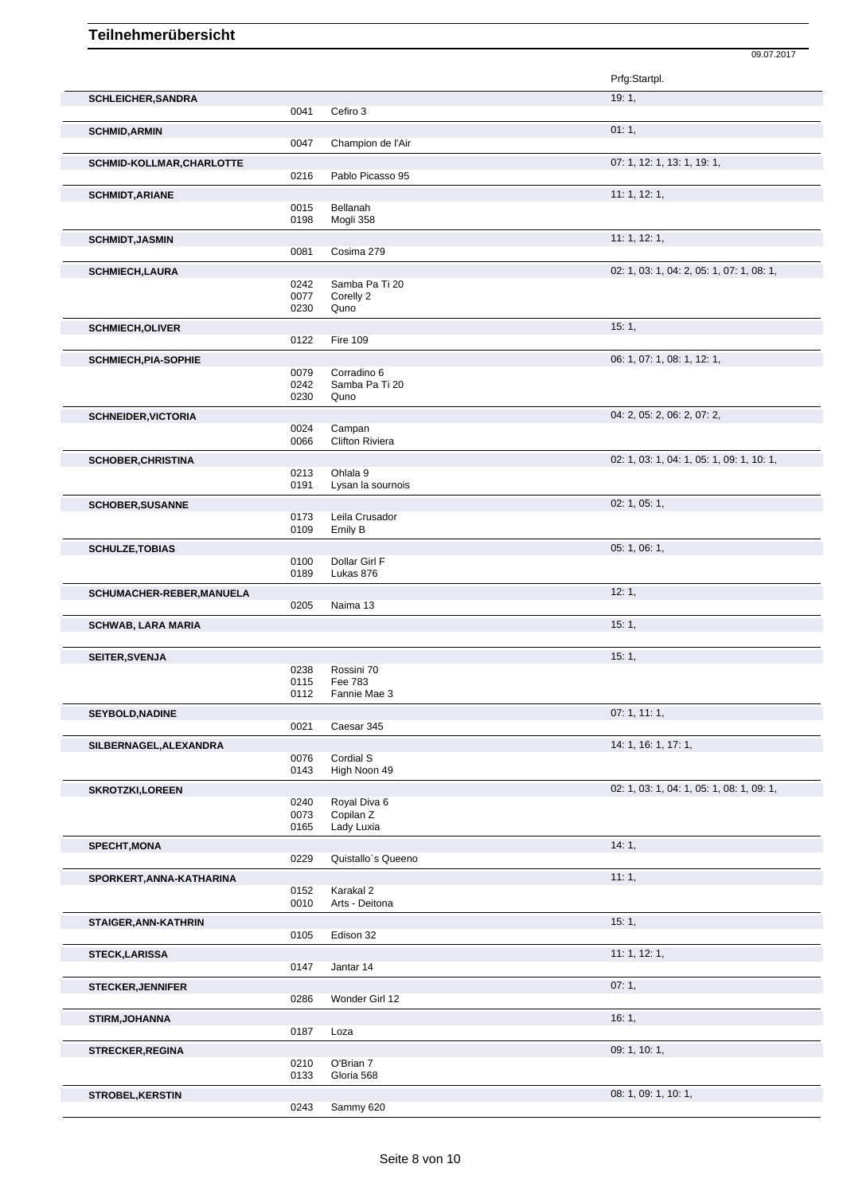# Teilnehmerübersicht

09.07.2017

| Teilnehmer | Nr. | Pferd | Prfg:Startpl. |
|---|---|---|---|
| **SCHLEICHER,SANDRA** | | | 19: 1, |
| | 0041 | Cefiro 3 | |
| **SCHMID,ARMIN** | | | 01: 1, |
| | 0047 | Champion de l'Air | |
| **SCHMID-KOLLMAR,CHARLOTTE** | | | 07: 1, 12: 1, 13: 1, 19: 1, |
| | 0216 | Pablo Picasso 95 | |
| **SCHMIDT,ARIANE** | | | 11: 1, 12: 1, |
| | 0015 | Bellanah | |
| | 0198 | Mogli 358 | |
| **SCHMIDT,JASMIN** | | | 11: 1, 12: 1, |
| | 0081 | Cosima 279 | |
| **SCHMIECH,LAURA** | | | 02: 1, 03: 1, 04: 2, 05: 1, 07: 1, 08: 1, |
| | 0242 | Samba Pa Ti 20 | |
| | 0077 | Corelly 2 | |
| | 0230 | Quno | |
| **SCHMIECH,OLIVER** | | | 15: 1, |
| | 0122 | Fire 109 | |
| **SCHMIECH,PIA-SOPHIE** | | | 06: 1, 07: 1, 08: 1, 12: 1, |
| | 0079 | Corradino 6 | |
| | 0242 | Samba Pa Ti 20 | |
| | 0230 | Quno | |
| **SCHNEIDER,VICTORIA** | | | 04: 2, 05: 2, 06: 2, 07: 2, |
| | 0024 | Campan | |
| | 0066 | Clifton Riviera | |
| **SCHOBER,CHRISTINA** | | | 02: 1, 03: 1, 04: 1, 05: 1, 09: 1, 10: 1, |
| | 0213 | Ohlala 9 | |
| | 0191 | Lysan la sournois | |
| **SCHOBER,SUSANNE** | | | 02: 1, 05: 1, |
| | 0173 | Leila Crusador | |
| | 0109 | Emily B | |
| **SCHULZE,TOBIAS** | | | 05: 1, 06: 1, |
| | 0100 | Dollar Girl F | |
| | 0189 | Lukas 876 | |
| **SCHUMACHER-REBER,MANUELA** | | | 12: 1, |
| | 0205 | Naima 13 | |
| **SCHWAB, LARA MARIA** | | | 15: 1, |
| **SEITER,SVENJA** | | | 15: 1, |
| | 0238 | Rossini 70 | |
| | 0115 | Fee 783 | |
| | 0112 | Fannie Mae 3 | |
| **SEYBOLD,NADINE** | | | 07: 1, 11: 1, |
| | 0021 | Caesar 345 | |
| **SILBERNAGEL,ALEXANDRA** | | | 14: 1, 16: 1, 17: 1, |
| | 0076 | Cordial S | |
| | 0143 | High Noon 49 | |
| **SKROTZKI,LOREEN** | | | 02: 1, 03: 1, 04: 1, 05: 1, 08: 1, 09: 1, |
| | 0240 | Royal Diva 6 | |
| | 0073 | Copilan Z | |
| | 0165 | Lady Luxia | |
| **SPECHT,MONA** | | | 14: 1, |
| | 0229 | Quistallo`s Queeno | |
| **SPORKERT,ANNA-KATHARINA** | | | 11: 1, |
| | 0152 | Karakal 2 | |
| | 0010 | Arts - Deitona | |
| **STAIGER,ANN-KATHRIN** | | | 15: 1, |
| | 0105 | Edison 32 | |
| **STECK,LARISSA** | | | 11: 1, 12: 1, |
| | 0147 | Jantar 14 | |
| **STECKER,JENNIFER** | | | 07: 1, |
| | 0286 | Wonder Girl 12 | |
| **STIRM,JOHANNA** | | | 16: 1, |
| | 0187 | Loza | |
| **STRECKER,REGINA** | | | 09: 1, 10: 1, |
| | 0210 | O'Brian 7 | |
| | 0133 | Gloria 568 | |
| **STROBEL,KERSTIN** | | | 08: 1, 09: 1, 10: 1, |
| | 0243 | Sammy 620 | |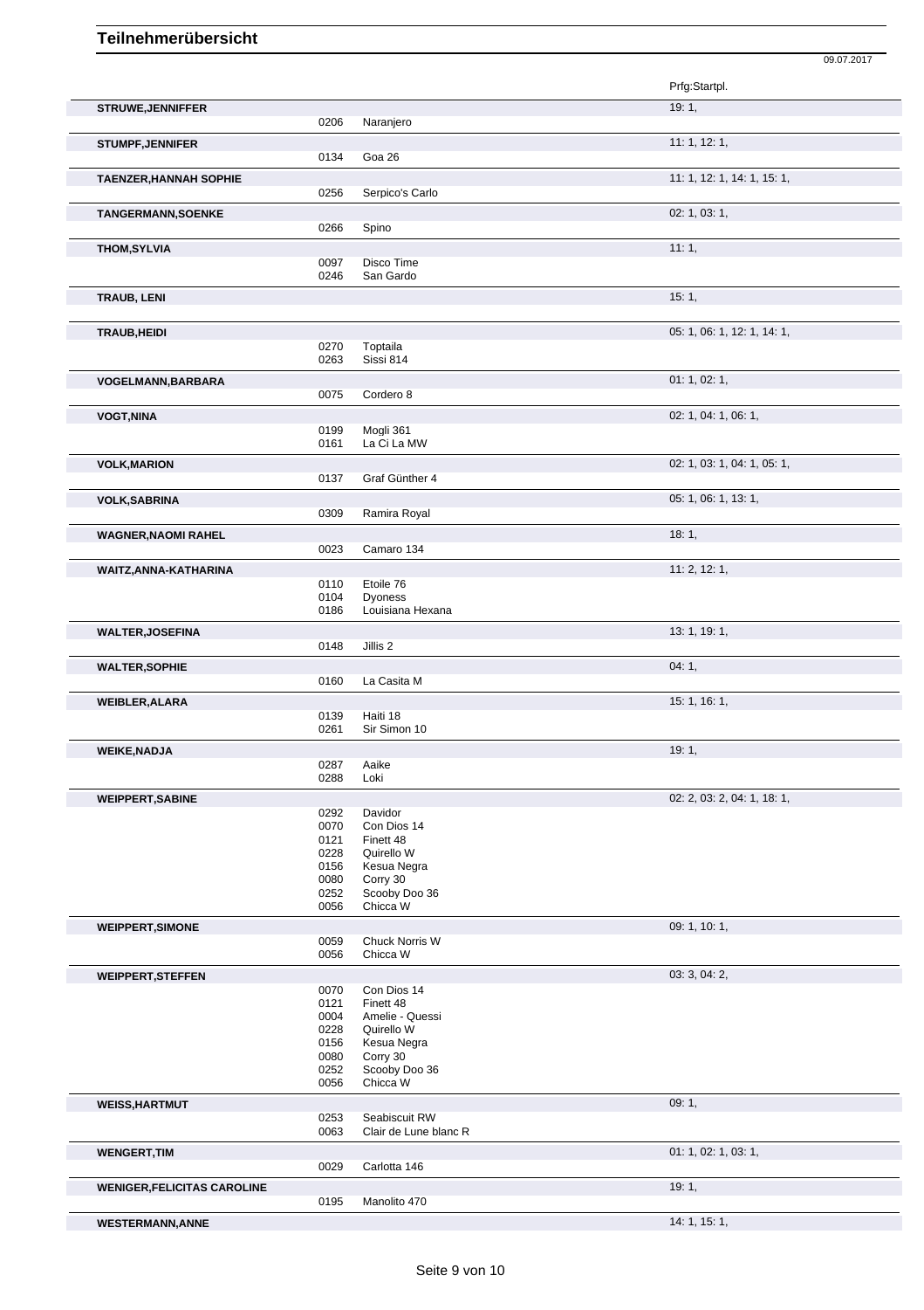# Teilnehmerübersicht

09.07.2017

| Name | Nr. | Pferd | Prfg:Startpl. |
|---|---|---|---|
| **STRUWE,JENNIFFER** | | | 19: 1, |
| | 0206 | Naranjero | |
| **STUMPF,JENNIFER** | | | 11: 1, 12: 1, |
| | 0134 | Goa 26 | |
| **TAENZER,HANNAH SOPHIE** | | | 11: 1, 12: 1, 14: 1, 15: 1, |
| | 0256 | Serpico's Carlo | |
| **TANGERMANN,SOENKE** | | | 02: 1, 03: 1, |
| | 0266 | Spino | |
| **THOM,SYLVIA** | | | 11: 1, |
| | 0097 | Disco Time | |
| | 0246 | San Gardo | |
| **TRAUB, LENI** | | | 15: 1, |
| **TRAUB,HEIDI** | | | 05: 1, 06: 1, 12: 1, 14: 1, |
| | 0270 | Toptaila | |
| | 0263 | Sissi 814 | |
| **VOGELMANN,BARBARA** | | | 01: 1, 02: 1, |
| | 0075 | Cordero 8 | |
| **VOGT,NINA** | | | 02: 1, 04: 1, 06: 1, |
| | 0199 | Mogli 361 | |
| | 0161 | La Ci La MW | |
| **VOLK,MARION** | | | 02: 1, 03: 1, 04: 1, 05: 1, |
| | 0137 | Graf Günther 4 | |
| **VOLK,SABRINA** | | | 05: 1, 06: 1, 13: 1, |
| | 0309 | Ramira Royal | |
| **WAGNER,NAOMI RAHEL** | | | 18: 1, |
| | 0023 | Camaro 134 | |
| **WAITZ,ANNA-KATHARINA** | | | 11: 2, 12: 1, |
| | 0110 | Etoile 76 | |
| | 0104 | Dyoness | |
| | 0186 | Louisiana Hexana | |
| **WALTER,JOSEFINA** | | | 13: 1, 19: 1, |
| | 0148 | Jillis 2 | |
| **WALTER,SOPHIE** | | | 04: 1, |
| | 0160 | La Casita M | |
| **WEIBLER,ALARA** | | | 15: 1, 16: 1, |
| | 0139 | Haiti 18 | |
| | 0261 | Sir Simon 10 | |
| **WEIKE,NADJA** | | | 19: 1, |
| | 0287 | Aaike | |
| | 0288 | Loki | |
| **WEIPPERT,SABINE** | | | 02: 2, 03: 2, 04: 1, 18: 1, |
| | 0292 | Davidor | |
| | 0070 | Con Dios 14 | |
| | 0121 | Finett 48 | |
| | 0228 | Quirello W | |
| | 0156 | Kesua Negra | |
| | 0080 | Corry 30 | |
| | 0252 | Scooby Doo 36 | |
| | 0056 | Chicca W | |
| **WEIPPERT,SIMONE** | | | 09: 1, 10: 1, |
| | 0059 | Chuck Norris W | |
| | 0056 | Chicca W | |
| **WEIPPERT,STEFFEN** | | | 03: 3, 04: 2, |
| | 0070 | Con Dios 14 | |
| | 0121 | Finett 48 | |
| | 0004 | Amelie - Quessi | |
| | 0228 | Quirello W | |
| | 0156 | Kesua Negra | |
| | 0080 | Corry 30 | |
| | 0252 | Scooby Doo 36 | |
| | 0056 | Chicca W | |
| **WEISS,HARTMUT** | | | 09: 1, |
| | 0253 | Seabiscuit RW | |
| | 0063 | Clair de Lune blanc R | |
| **WENGERT,TIM** | | | 01: 1, 02: 1, 03: 1, |
| | 0029 | Carlotta 146 | |
| **WENIGER,FELICITAS CAROLINE** | | | 19: 1, |
| | 0195 | Manolito 470 | |
| **WESTERMANN,ANNE** | | | 14: 1, 15: 1, |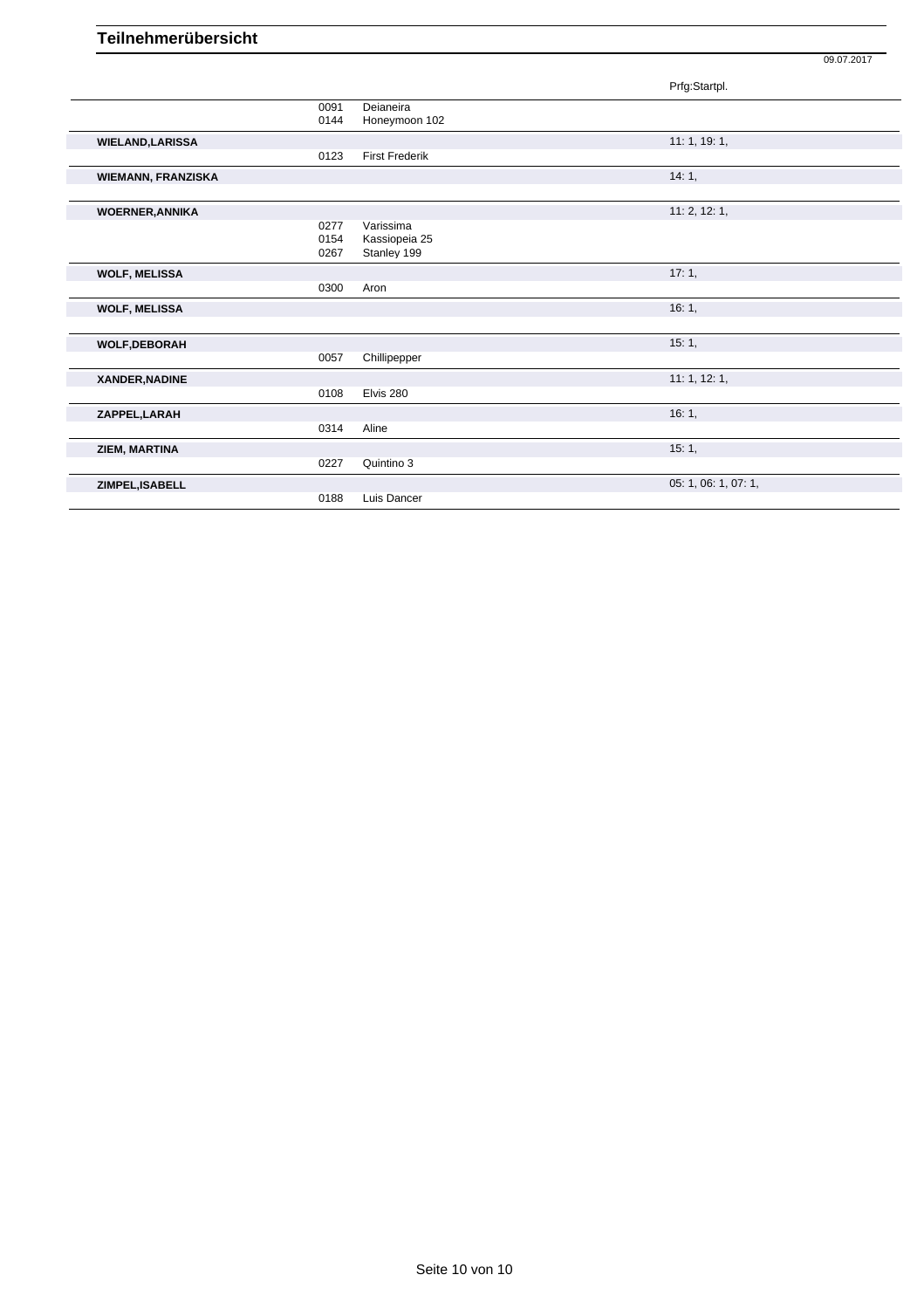# Teilnehmerübersicht

09.07.2017

| | | | Prfg:Startpl. |
|---|---|---|---|
| | 0091 | Deianeira | |
| | 0144 | Honeymoon 102 | |
| **WIELAND,LARISSA** | | | 11: 1, 19: 1, |
| | 0123 | First Frederik | |
| **WIEMANN, FRANZISKA** | | | 14: 1, |
| **WOERNER,ANNIKA** | | | 11: 2, 12: 1, |
| | 0277 | Varissima | |
| | 0154 | Kassiopeia 25 | |
| | 0267 | Stanley 199 | |
| **WOLF, MELISSA** | | | 17: 1, |
| | 0300 | Aron | |
| **WOLF, MELISSA** | | | 16: 1, |
| **WOLF,DEBORAH** | | | 15: 1, |
| | 0057 | Chillipepper | |
| **XANDER,NADINE** | | | 11: 1, 12: 1, |
| | 0108 | Elvis 280 | |
| **ZAPPEL,LARAH** | | | 16: 1, |
| | 0314 | Aline | |
| **ZIEM, MARTINA** | | | 15: 1, |
| | 0227 | Quintino 3 | |
| **ZIMPEL,ISABELL** | | | 05: 1, 06: 1, 07: 1, |
| | 0188 | Luis Dancer | |